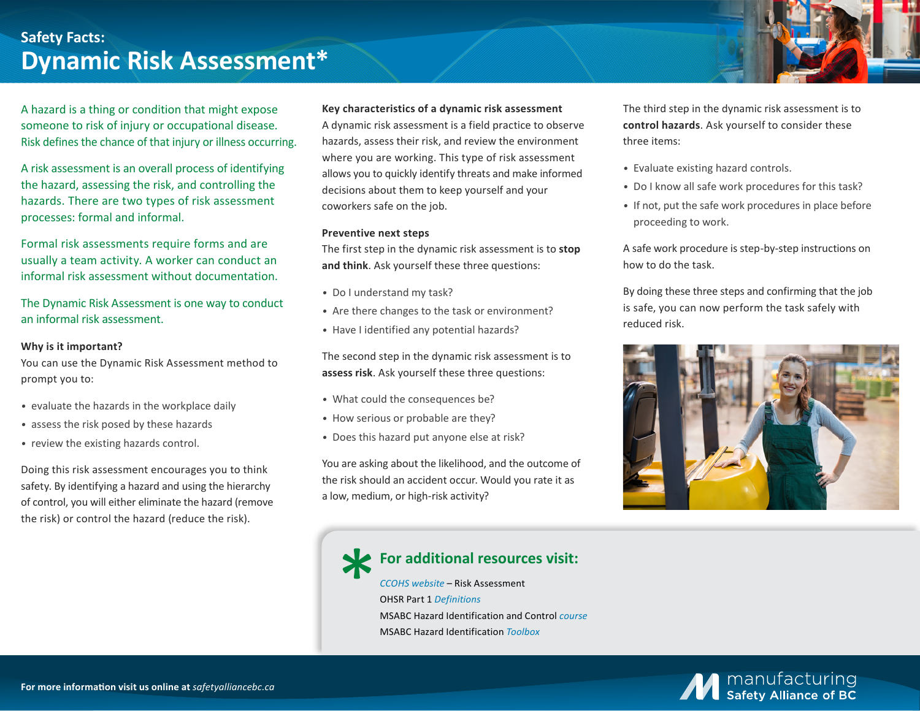Safety Facts:

# Dynamic Risk Assessment*

A hazard is a thing or condition that might expose someone to risk of injury or occupational disease. Risk defines the chance of that injury or illness occurring.

A risk assessment is an overall process of identifying the hazard, assessing the risk, and controlling the hazards. There are two types of risk assessment processes: formal and informal.

Formal risk assessments require forms and are usually a team activity. A worker can conduct an informal risk assessment without documentation.

The Dynamic Risk Assessment is one way to conduct an informal risk assessment.

**Why is it important?**

You can use the Dynamic Risk Assessment method to prompt you to:

- evaluate the hazards in the workplace daily
- assess the risk posed by these hazards
- review the existing hazards control.

Doing this risk assessment encourages you to think safety. By identifying a hazard and using the hierarchy of control, you will either eliminate the hazard (remove the risk) or control the hazard (reduce the risk).

**Key characteristics of a dynamic risk assessment**

A dynamic risk assessment is a field practice to observe hazards, assess their risk, and review the environment where you are working. This type of risk assessment allows you to quickly identify threats and make informed decisions about them to keep yourself and your coworkers safe on the job.

**Preventive next steps**

The first step in the dynamic risk assessment is to **stop and think**. Ask yourself these three questions:

- Do I understand my task?
- Are there changes to the task or environment?
- Have I identified any potential hazards?

The second step in the dynamic risk assessment is to **assess risk**. Ask yourself these three questions:

- What could the consequences be?
- How serious or probable are they?
- Does this hazard put anyone else at risk?

You are asking about the likelihood, and the outcome of the risk should an accident occur. Would you rate it as a low, medium, or high-risk activity?

The third step in the dynamic risk assessment is to **control hazards**. Ask yourself to consider these three items:

- Evaluate existing hazard controls.
- Do I know all safe work procedures for this task?
- If not, put the safe work procedures in place before proceeding to work.

A safe work procedure is step-by-step instructions on how to do the task.

By doing these three steps and confirming that the job is safe, you can now perform the task safely with reduced risk.

## * For additional resources visit:

*CCOHS website* – Risk Assessment
OHSR Part 1 *Definitions*
MSABC Hazard Identification and Control *course*
MSABC Hazard Identification *Toolbox*

**For more information visit us online at** *safetyalliancebc.ca*

manufacturing Safety Alliance of BC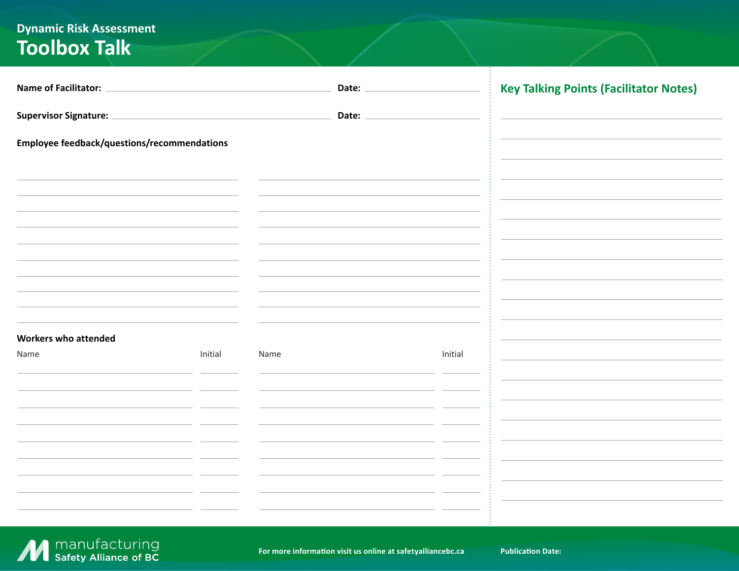Dynamic Risk Assessment

# Toolbox Talk

**Name of Facilitator:** ______________________________ **Date:** ______________

**Supervisor Signature:** ______________________________ **Date:** ______________

**Employee feedback/questions/recommendations**

**Workers who attended**

| Name | Initial | Name | Initial |
|---|---|---|---|
| | | | |
| | | | |
| | | | |
| | | | |
| | | | |
| | | | |
| | | | |
| | | | |
| | | | |

## Key Talking Points (Facilitator Notes)

manufacturing Safety Alliance of BC

For more information visit us online at safetyalliancebc.ca

**Publication Date:**